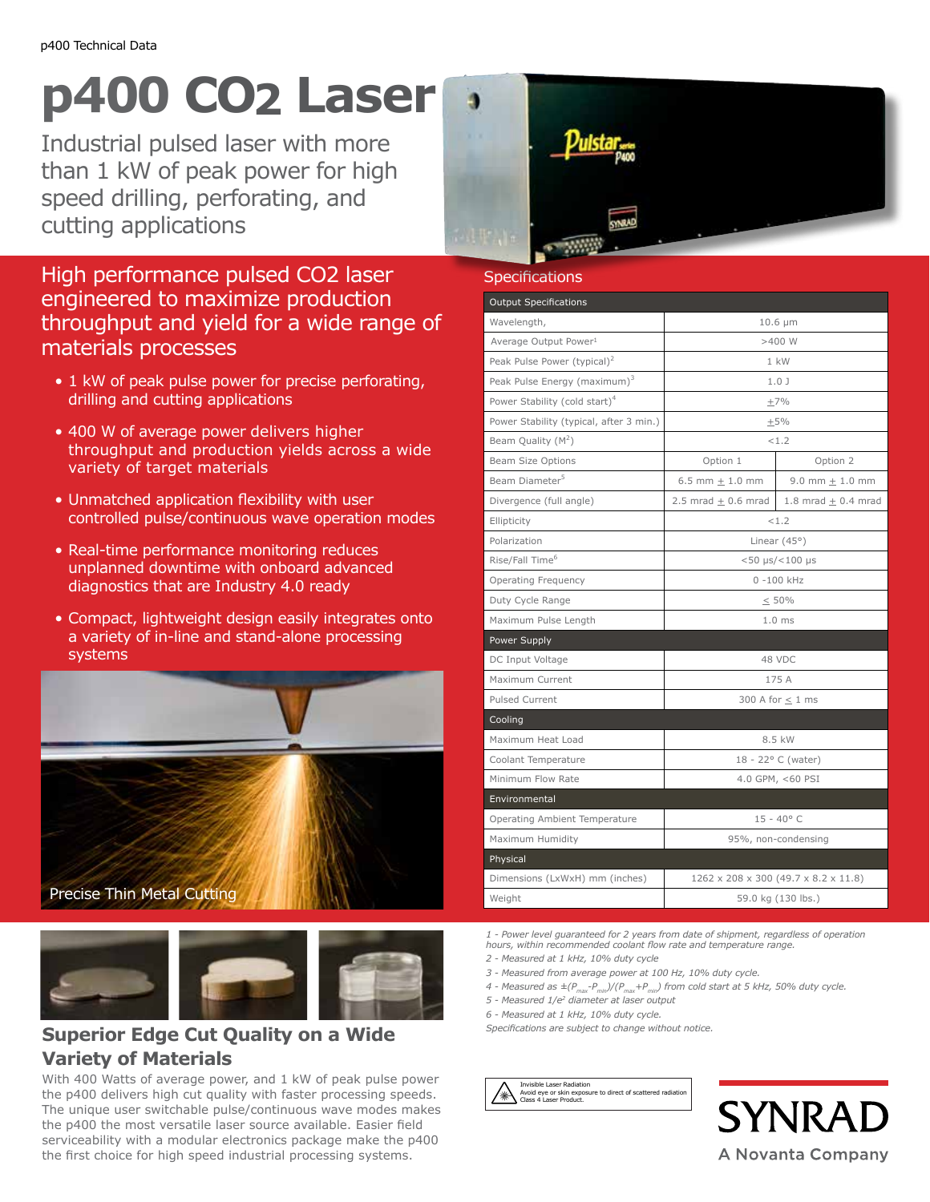p400 Technical Data

# p400 $CO_2$ Laser

Industrial pulsed laser with more than 1 kW of peak power for high speed drilling, perforating, and cutting applications

## High performance pulsed CO2 laser engineered to maximize production throughput and yield for a wide range of materials processes

- 1 kW of peak pulse power for precise perforating, drilling and cutting applications
- 400 W of average power delivers higher throughput and production yields across a wide variety of target materials
- Unmatched application flexibility with user controlled pulse/continuous wave operation modes
- Real-time performance monitoring reduces unplanned downtime with onboard advanced diagnostics that are Industry 4.0 ready
- Compact, lightweight design easily integrates onto a variety of in-line and stand-alone processing systems

Precise Thin Metal Cutting

## Superior Edge Cut Quality on a Wide Variety of Materials

With 400 Watts of average power, and 1 kW of peak pulse power the p400 delivers high cut quality with faster processing speeds. The unique user switchable pulse/continuous wave modes makes the p400 the most versatile laser source available. Easier field serviceability with a modular electronics package make the p400 the first choice for high speed industrial processing systems.

## Specifications

| Output Specifications | | |
|---|---|---|
| Wavelength, | 10.6 μm | |
| Average Output Power[1] | >400 W | |
| Peak Pulse Power (typical)[2] | 1 kW | |
| Peak Pulse Energy (maximum)[3] | 1.0 J | |
| Power Stability (cold start)[4] | ±7% | |
| Power Stability (typical, after 3 min.) | ±5% | |
| Beam Quality ($M^2$) | <1.2 | |
| Beam Size Options | Option 1 | Option 2 |
| Beam Diameter[5] | 6.5 mm ± 1.0 mm | 9.0 mm ± 1.0 mm |
| Divergence (full angle) | 2.5 mrad ± 0.6 mrad | 1.8 mrad ± 0.4 mrad |
| Ellipticity | <1.2 | |
| Polarization | Linear (45°) | |
| Rise/Fall Time[6] | <50 μs/<100 μs | |
| Operating Frequency | 0 -100 kHz | |
| Duty Cycle Range | ≤ 50% | |
| Maximum Pulse Length | 1.0 ms | |
| **Power Supply** | | |
| DC Input Voltage | 48 VDC | |
| Maximum Current | 175 A | |
| Pulsed Current | 300 A for ≤ 1 ms | |
| **Cooling** | | |
| Maximum Heat Load | 8.5 kW | |
| Coolant Temperature | 18 - 22° C (water) | |
| Minimum Flow Rate | 4.0 GPM, <60 PSI | |
| **Environmental** | | |
| Operating Ambient Temperature | 15 - 40° C | |
| Maximum Humidity | 95%, non-condensing | |
| **Physical** | | |
| Dimensions (LxWxH) mm (inches) | 1262 x 208 x 300 (49.7 x 8.2 x 11.8) | |
| Weight | 59.0 kg (130 lbs.) | |

*1 - Power level guaranteed for 2 years from date of shipment, regardless of operation hours, within recommended coolant flow rate and temperature range.*

*2 - Measured at 1 kHz, 10% duty cycle*

*3 - Measured from average power at 100 Hz, 10% duty cycle.*

*4 - Measured as $\pm(P_{max}-P_{min})/(P_{max}+P_{min})$ from cold start at 5 kHz, 50% duty cycle.*

*5 - Measured $1/e^2$ diameter at laser output*

*6 - Measured at 1 kHz, 10% duty cycle.*

*Specifications are subject to change without notice.*

Invisible Laser Radiation
Avoid eye or skin exposure to direct of scattered radiation
Class 4 Laser Product.

SYNRAD
A Novanta Company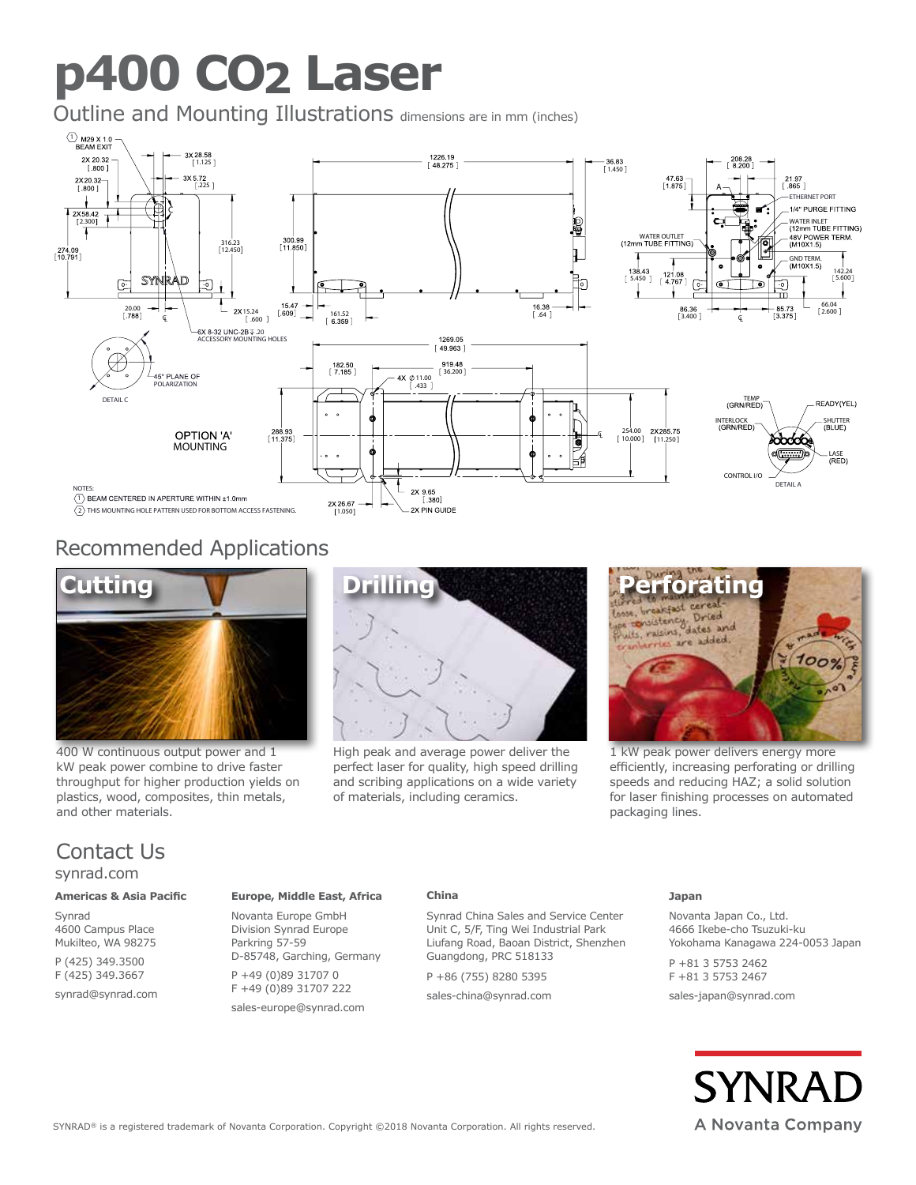# p400 $CO_2$ Laser

## Outline and Mounting Illustrations

dimensions are in mm (inches)

M29 X 1.0
BEAM EXIT
2X 20.32 [.800]
2X 20.32 [.800]
2X 58.42 [2.300]
274.09 [10.791]
3X 28.58 [1.125]
3X 5.72 [.225]
316.23 [12.450]
20.00 [.788]
2X 15.24 [.600]
6X 8-32 UNC-2B ⊽ .20
ACCESSORY MOUNTING HOLES
300.99 [11.850]
15.47 [.609]
161.52 [6.359]
1226.19 [48.275]
36.83 [1.450]
16.38 [.64]
208.28 [8.200]
47.63 [1.875]
21.97 [.865]
ETHERNET PORT
1/4" PURGE FITTING
WATER INLET (12mm TUBE FITTING)
WATER OUTLET (12mm TUBE FITTING)
48V POWER TERM. (M10X1.5)
GND TERM. (M10X1.5)
138.43 [5.450]
121.08 [4.767]
142.24 [5.600]
86.36 [3.400]
85.73 [3.375]
66.04 [2.600]
45° PLANE OF POLARIZATION
DETAIL C
OPTION 'A' MOUNTING
1269.05 [49.963]
182.50 [7.185]
919.48 [36.200]
4X ⌀ 11.00 [.433]
288.93 [11.375]
254.00 [10.000]
2X 285.75 [11.250]
2X 26.67 [1.050]
2X 9.65 [.380]
2X PIN GUIDE
TEMP (GRN/RED)
INTERLOCK (GRN/RED)
READY(YEL)
SHUTTER (BLUE)
LASE (RED)
CONTROL I/O
DETAIL A

NOTES:
1. BEAM CENTERED IN APERTURE WITHIN ±1.0mm
2. THIS MOUNTING HOLE PATTERN USED FOR BOTTOM ACCESS FASTENING.

## Recommended Applications

**Cutting**

400 W continuous output power and 1 kW peak power combine to drive faster throughput for higher production yields on plastics, wood, composites, thin metals, and other materials.

**Drilling**

High peak and average power deliver the perfect laser for quality, high speed drilling and scribing applications on a wide variety of materials, including ceramics.

**Perforating**

1 kW peak power delivers energy more efficiently, increasing perforating or drilling speeds and reducing HAZ; a solid solution for laser finishing processes on automated packaging lines.

## Contact Us

synrad.com

**Americas & Asia Pacific**

Synrad
4600 Campus Place
Mukilteo, WA 98275

P (425) 349.3500
F (425) 349.3667

synrad@synrad.com

**Europe, Middle East, Africa**

Novanta Europe GmbH
Division Synrad Europe
Parkring 57-59
D-85748, Garching, Germany

P +49 (0)89 31707 0
F +49 (0)89 31707 222

sales-europe@synrad.com

**China**

Synrad China Sales and Service Center
Unit C, 5/F, Ting Wei Industrial Park
Liufang Road, Baoan District, Shenzhen
Guangdong, PRC 518133

P +86 (755) 8280 5395

sales-china@synrad.com

**Japan**

Novanta Japan Co., Ltd.
4666 Ikebe-cho Tsuzuki-ku
Yokohama Kanagawa 224-0053 Japan

P +81 3 5753 2462
F +81 3 5753 2467

sales-japan@synrad.com

SYNRAD® is a registered trademark of Novanta Corporation. Copyright ©2018 Novanta Corporation. All rights reserved.

SYNRAD
A Novanta Company